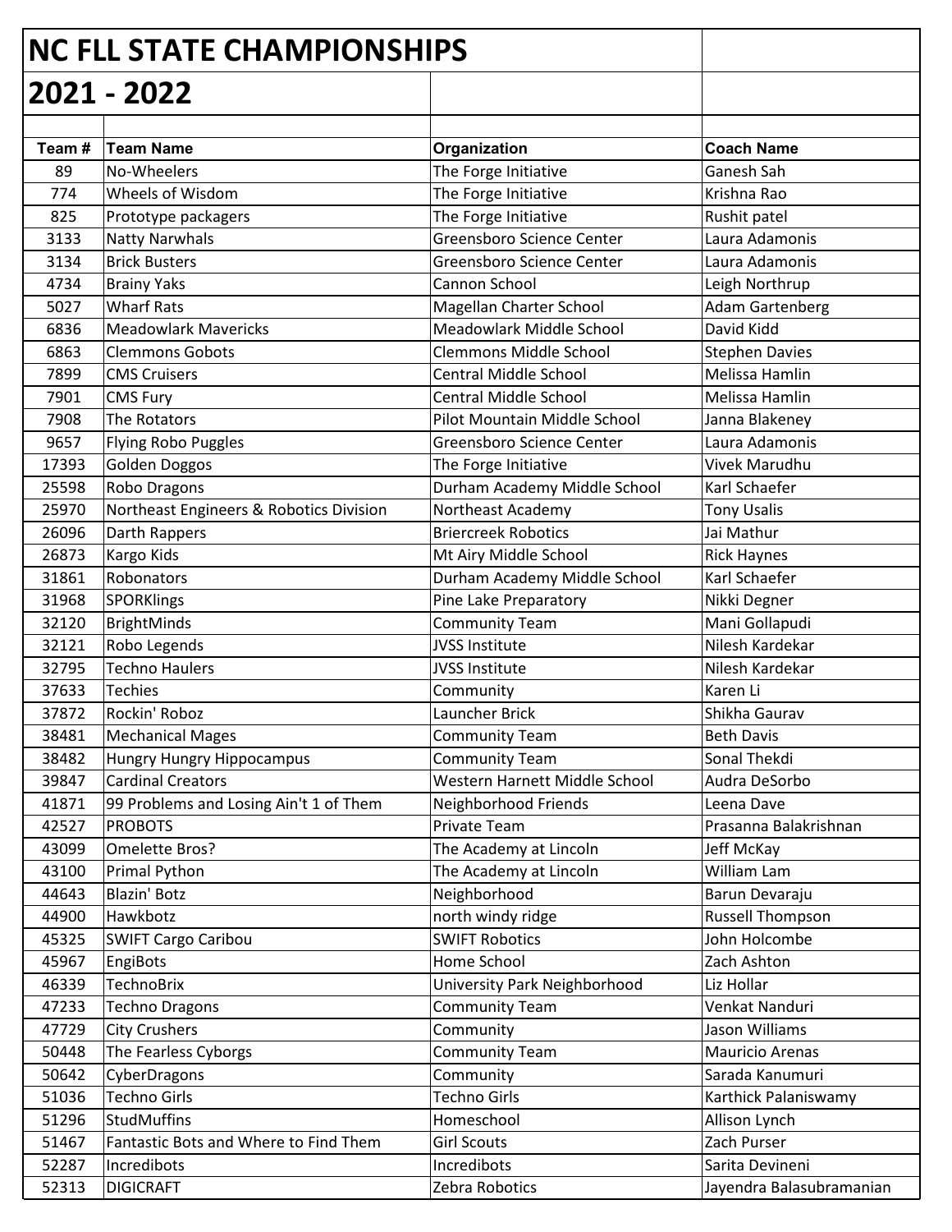# NC FLL STATE CHAMPIONSHIPS

## 2021 - 2022

| Team # | Team Name | Organization | Coach Name |
|---|---|---|---|
| 89 | No-Wheelers | The Forge Initiative | Ganesh Sah |
| 774 | Wheels of Wisdom | The Forge Initiative | Krishna Rao |
| 825 | Prototype packagers | The Forge Initiative | Rushit patel |
| 3133 | Natty Narwhals | Greensboro Science Center | Laura Adamonis |
| 3134 | Brick Busters | Greensboro Science Center | Laura Adamonis |
| 4734 | Brainy Yaks | Cannon School | Leigh Northrup |
| 5027 | Wharf Rats | Magellan Charter School | Adam Gartenberg |
| 6836 | Meadowlark Mavericks | Meadowlark Middle School | David Kidd |
| 6863 | Clemmons Gobots | Clemmons Middle School | Stephen Davies |
| 7899 | CMS Cruisers | Central Middle School | Melissa Hamlin |
| 7901 | CMS Fury | Central Middle School | Melissa Hamlin |
| 7908 | The Rotators | Pilot Mountain Middle School | Janna Blakeney |
| 9657 | Flying Robo Puggles | Greensboro Science Center | Laura Adamonis |
| 17393 | Golden Doggos | The Forge Initiative | Vivek Marudhu |
| 25598 | Robo Dragons | Durham Academy Middle School | Karl Schaefer |
| 25970 | Northeast Engineers & Robotics Division | Northeast Academy | Tony Usalis |
| 26096 | Darth Rappers | Briercreek Robotics | Jai Mathur |
| 26873 | Kargo Kids | Mt Airy Middle School | Rick Haynes |
| 31861 | Robonators | Durham Academy Middle School | Karl Schaefer |
| 31968 | SPORKlings | Pine Lake Preparatory | Nikki Degner |
| 32120 | BrightMinds | Community Team | Mani Gollapudi |
| 32121 | Robo Legends | JVSS Institute | Nilesh Kardekar |
| 32795 | Techno Haulers | JVSS Institute | Nilesh Kardekar |
| 37633 | Techies | Community | Karen Li |
| 37872 | Rockin' Roboz | Launcher Brick | Shikha Gaurav |
| 38481 | Mechanical Mages | Community Team | Beth Davis |
| 38482 | Hungry Hungry Hippocampus | Community Team | Sonal Thekdi |
| 39847 | Cardinal Creators | Western Harnett Middle School | Audra DeSorbo |
| 41871 | 99 Problems and Losing Ain't 1 of Them | Neighborhood Friends | Leena Dave |
| 42527 | PROBOTS | Private Team | Prasanna Balakrishnan |
| 43099 | Omelette Bros? | The Academy at Lincoln | Jeff McKay |
| 43100 | Primal Python | The Academy at Lincoln | William Lam |
| 44643 | Blazin' Botz | Neighborhood | Barun Devaraju |
| 44900 | Hawkbotz | north windy ridge | Russell Thompson |
| 45325 | SWIFT Cargo Caribou | SWIFT Robotics | John Holcombe |
| 45967 | EngiBots | Home School | Zach Ashton |
| 46339 | TechnoBrix | University Park Neighborhood | Liz Hollar |
| 47233 | Techno Dragons | Community Team | Venkat Nanduri |
| 47729 | City Crushers | Community | Jason Williams |
| 50448 | The Fearless Cyborgs | Community Team | Mauricio Arenas |
| 50642 | CyberDragons | Community | Sarada Kanumuri |
| 51036 | Techno Girls | Techno Girls | Karthick Palaniswamy |
| 51296 | StudMuffins | Homeschool | Allison Lynch |
| 51467 | Fantastic Bots and Where to Find Them | Girl Scouts | Zach Purser |
| 52287 | Incredibots | Incredibots | Sarita Devineni |
| 52313 | DIGICRAFT | Zebra Robotics | Jayendra Balasubramanian |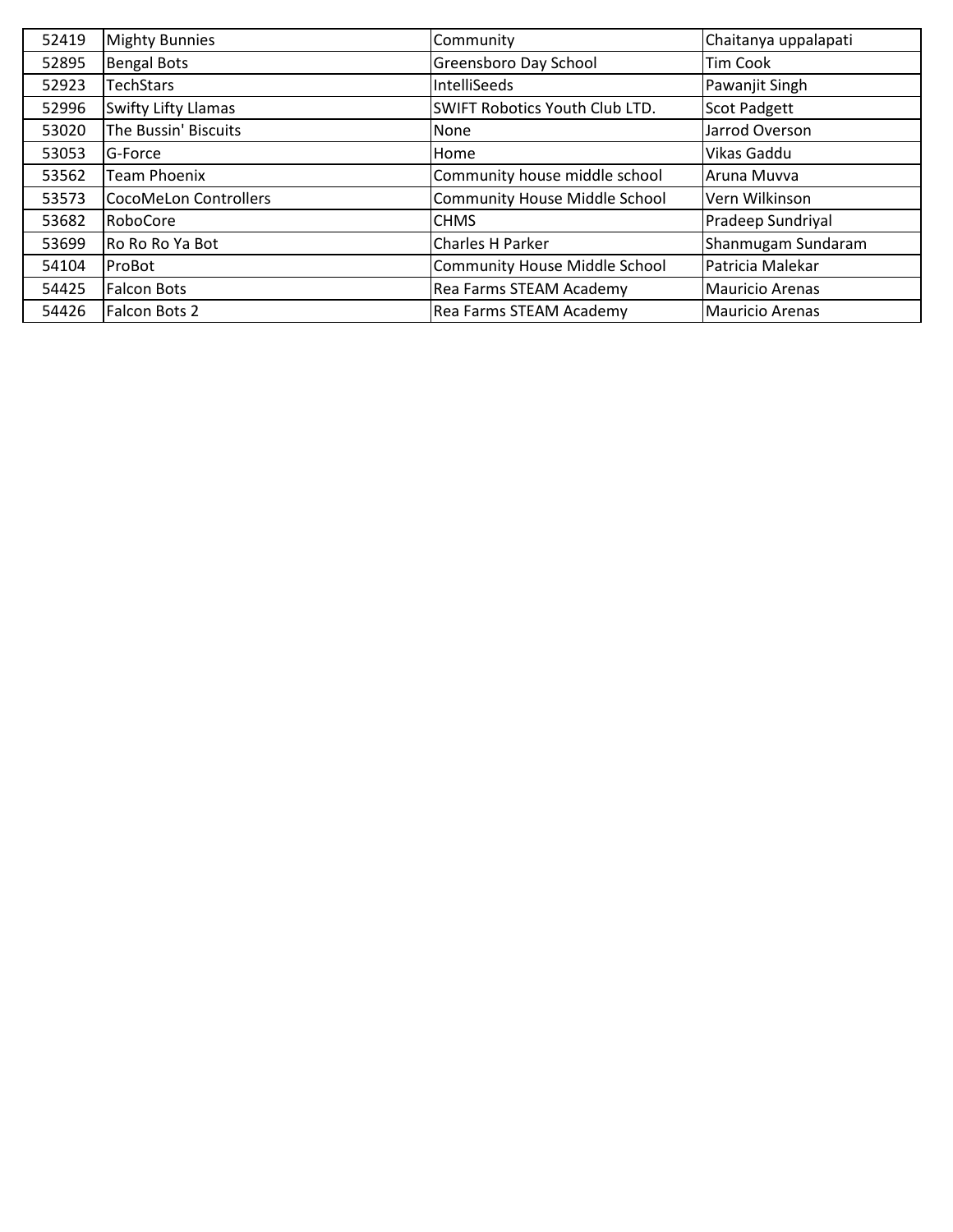| | | | |
|---|---|---|---|
| 52419 | Mighty Bunnies | Community | Chaitanya uppalapati |
| 52895 | Bengal Bots | Greensboro Day School | Tim Cook |
| 52923 | TechStars | IntelliSeeds | Pawanjit Singh |
| 52996 | Swifty Lifty Llamas | SWIFT Robotics Youth Club LTD. | Scot Padgett |
| 53020 | The Bussin' Biscuits | None | Jarrod Overson |
| 53053 | G-Force | Home | Vikas Gaddu |
| 53562 | Team Phoenix | Community house middle school | Aruna Muvva |
| 53573 | CocoMeLon Controllers | Community House Middle School | Vern Wilkinson |
| 53682 | RoboCore | CHMS | Pradeep Sundriyal |
| 53699 | Ro Ro Ro Ya Bot | Charles H Parker | Shanmugam Sundaram |
| 54104 | ProBot | Community House Middle School | Patricia Malekar |
| 54425 | Falcon Bots | Rea Farms STEAM Academy | Mauricio Arenas |
| 54426 | Falcon Bots 2 | Rea Farms STEAM Academy | Mauricio Arenas |